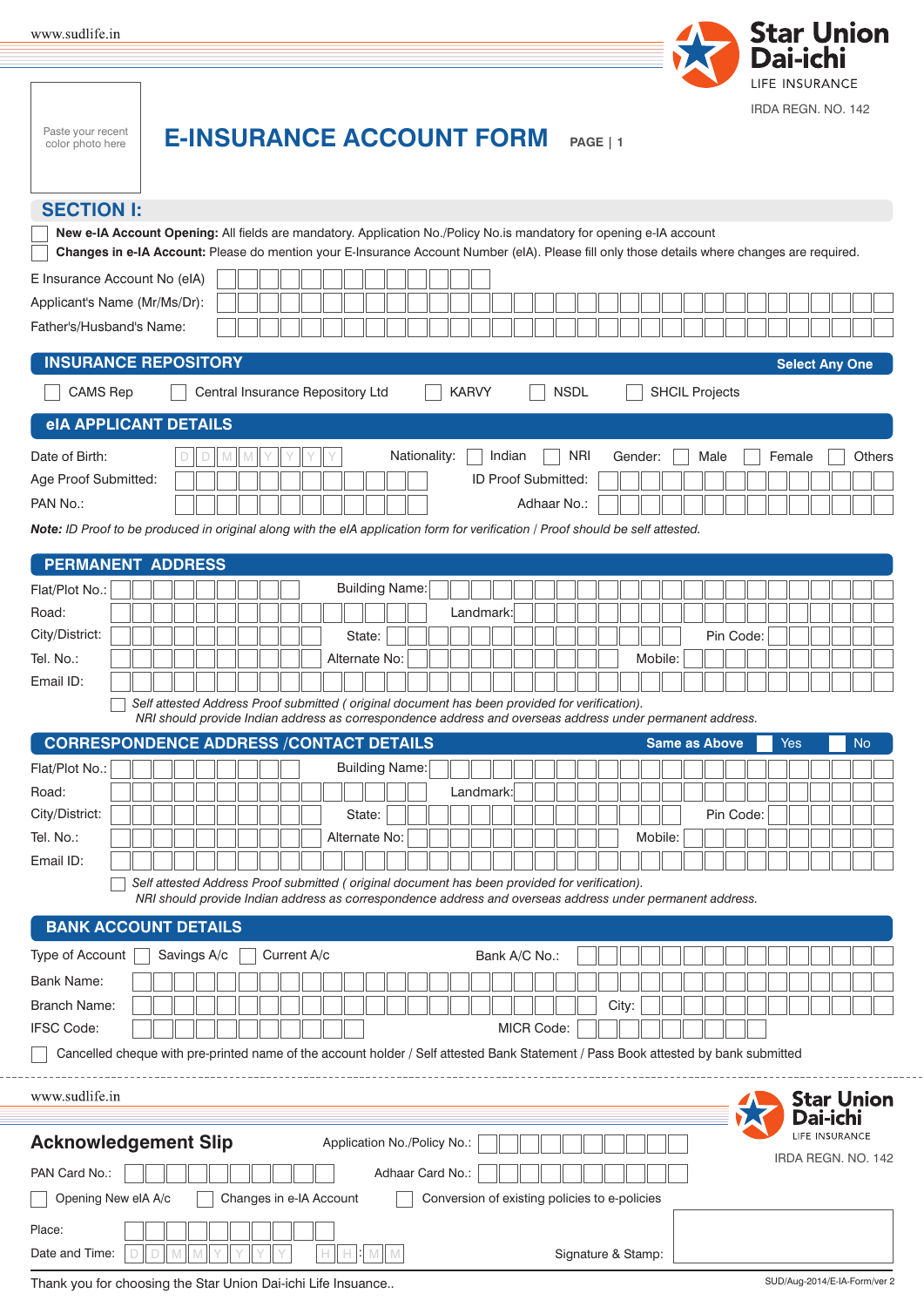Star Union Dai-ichi
LIFE INSURANCE
IRDA REGN. NO. 142

Paste your recent color photo here

# E-INSURANCE ACCOUNT FORM

PAGE | 1

## SECTION I:

☐ **New e-IA Account Opening:** All fields are mandatory. Application No./Policy No.is mandatory for opening e-IA account

☐ **Changes in e-IA Account:** Please do mention your E-Insurance Account Number (eIA). Please fill only those details where changes are required.

E Insurance Account No (eIA):

Applicant's Name (Mr/Ms/Dr):

Father's/Husband's Name:

## INSURANCE REPOSITORY

**Select Any One**

☐ CAMS Rep ☐ Central Insurance Repository Ltd ☐ KARVY ☐ NSDL ☐ SHCIL Projects

## eIA APPLICANT DETAILS

Date of Birth: D D M M Y Y Y Y

Nationality: ☐ Indian ☐ NRI

Gender: ☐ Male ☐ Female ☐ Others

Age Proof Submitted:

ID Proof Submitted:

PAN No.:

Adhaar No.:

***Note:*** *ID Proof to be produced in original along with the eIA application form for verification / Proof should be self attested.*

## PERMANENT ADDRESS

Flat/Plot No.:

Building Name:

Road:

Landmark:

City/District:

State:

Pin Code:

Tel. No.:

Alternate No:

Mobile:

Email ID:

☐ *Self attested Address Proof submitted ( original document has been provided for verification).*
*NRI should provide Indian address as correspondence address and overseas address under permanent address.*

## CORRESPONDENCE ADDRESS /CONTACT DETAILS

**Same as Above** ☐ Yes ☐ No

Flat/Plot No.:

Building Name:

Road:

Landmark:

City/District:

State:

Pin Code:

Tel. No.:

Alternate No:

Mobile:

Email ID:

☐ *Self attested Address Proof submitted ( original document has been provided for verification).*
*NRI should provide Indian address as correspondence address and overseas address under permanent address.*

## BANK ACCOUNT DETAILS

Type of Account ☐ Savings A/c ☐ Current A/c

Bank A/C No.:

Bank Name:

Branch Name:

City:

IFSC Code:

MICR Code:

☐ Cancelled cheque with pre-printed name of the account holder / Self attested Bank Statement / Pass Book attested by bank submitted

---

www.sudlife.in

Star Union Dai-ichi
LIFE INSURANCE
IRDA REGN. NO. 142

## Acknowledgement Slip

Application No./Policy No.:

PAN Card No.:

Adhaar Card No.:

☐ Opening New eIA A/c ☐ Changes in e-IA Account ☐ Conversion of existing policies to e-policies

Place:

Date and Time: D D M M Y Y Y Y H H : M M

Signature & Stamp:

Thank you for choosing the Star Union Dai-ichi Life Insuance..

SUD/Aug-2014/E-IA-Form/ver 2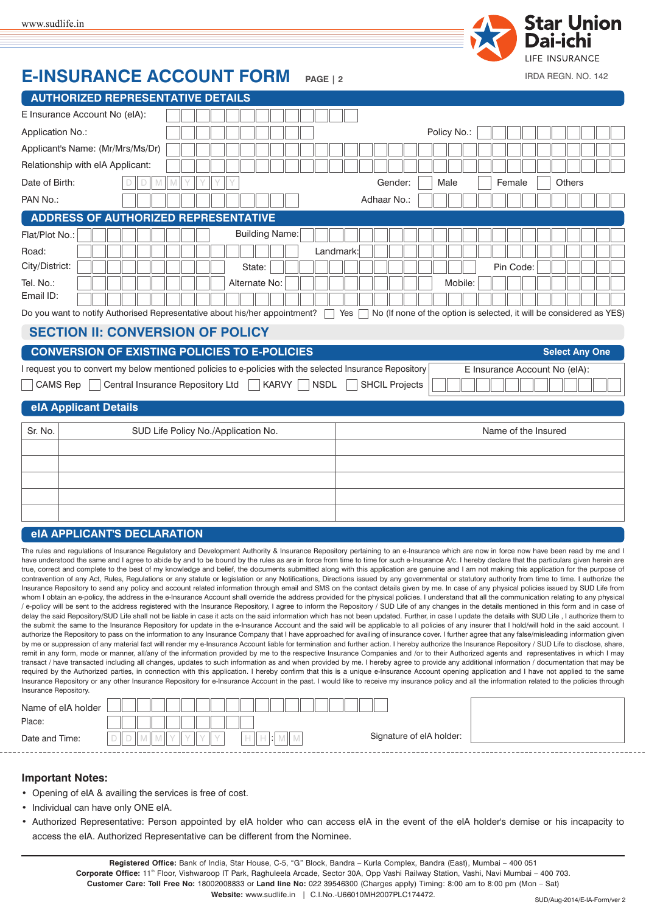# E-INSURANCE ACCOUNT FORM

Star Union Dai-ichi LIFE INSURANCE

IRDA REGN. NO. 142

## AUTHORIZED REPRESENTATIVE DETAILS

E Insurance Account No (eIA):

Application No.: Policy No.:

Applicant's Name: (Mr/Mrs/Ms/Dr)

Relationship with eIA Applicant:

Date of Birth: D D M M Y Y Y Y Gender: ☐ Male ☐ Female ☐ Others

PAN No.: Adhaar No.:

## ADDRESS OF AUTHORIZED REPRESENTATIVE

Flat/Plot No.: Building Name:

Road: Landmark:

City/District: State: Pin Code:

Tel. No.: Alternate No: Mobile:

Email ID:

Do you want to notify Authorised Representative about his/her appointment? ☐ Yes ☐ No (If none of the option is selected, it will be considered as YES)

## SECTION II: CONVERSION OF POLICY

### CONVERSION OF EXISTING POLICIES TO E-POLICIES — Select Any One

I request you to convert my below mentioned policies to e-policies with the selected Insurance Repository

☐ CAMS Rep ☐ Central Insurance Repository Ltd ☐ KARVY ☐ NSDL ☐ SHCIL Projects

E Insurance Account No (eIA):

### eIA Applicant Details

| Sr. No. | SUD Life Policy No./Application No. | Name of the Insured |
|---|---|---|
| | | |
| | | |
| | | |
| | | |
| | | |

### eIA APPLICANT'S DECLARATION

The rules and regulations of Insurance Regulatory and Development Authority & Insurance Repository pertaining to an e-Insurance which are now in force now have been read by me and I have understood the same and I agree to abide by and to be bound by the rules as are in force from time to time for such e-Insurance A/c. I hereby declare that the particulars given herein are true, correct and complete to the best of my knowledge and belief, the documents submitted along with this application are genuine and I am not making this application for the purpose of contravention of any Act, Rules, Regulations or any statute or legislation or any Notifications, Directions issued by any governmental or statutory authority from time to time. I authorize the Insurance Repository to send any policy and account related information through email and SMS on the contact details given by me. In case of any physical policies issued by SUD Life from whom I obtain an e-policy, the address in the e-Insurance Account shall override the address provided for the physical policies. I understand that all the communication relating to any physical / e-policy will be sent to the address registered with the Insurance Repository, I agree to inform the Repository / SUD Life of any changes in the details mentioned in this form and in case of delay the said Repository/SUD Life shall not be liable in case it acts on the said information which has not been updated. Further, in case I update the details with SUD Life , I authorize them to the submit the same to the Insurance Repository for update in the e-Insurance Account and the said will be applicable to all policies of any insurer that I hold/will hold in the said account. I authorize the Repository to pass on the information to any Insurance Company that I have approached for availing of insurance cover. I further agree that any false/misleading information given by me or suppression of any material fact will render my e-Insurance Account liable for termination and further action. I hereby authorize the Insurance Repository / SUD Life to disclose, share, remit in any form, mode or manner, all/any of the information provided by me to the respective Insurance Companies and /or to their Authorized agents and representatives in which I may transact / have transacted including all changes, updates to such information as and when provided by me. I hereby agree to provide any additional information / documentation that may be required by the Authorized parties, in connection with this application. I hereby confirm that this is a unique e-Insurance Account opening application and I have not applied to the same Insurance Repository or any other Insurance Repository for e-Insurance Account in the past. I would like to receive my insurance policy and all the information related to the policies through Insurance Repository.

Name of eIA holder

Place:

Date and Time: D D M M Y Y Y Y H H : M M

Signature of eIA holder:

**Important Notes:**

- Opening of eIA & availing the services is free of cost.
- Individual can have only ONE eIA.
- Authorized Representative: Person appointed by eIA holder who can access eIA in the event of the eIA holder's demise or his incapacity to access the eIA. Authorized Representative can be different from the Nominee.

**Registered Office:** Bank of India, Star House, C-5, "G" Block, Bandra – Kurla Complex, Bandra (East), Mumbai – 400 051
**Corporate Office:** 11th Floor, Vishwaroop IT Park, Raghuleela Arcade, Sector 30A, Opp Vashi Railway Station, Vashi, Navi Mumbai – 400 703.
**Customer Care: Toll Free No:** 18002008833 or **Land line No:** 022 39546300 (Charges apply) Timing: 8:00 am to 8:00 pm (Mon – Sat)
**Website:** www.sudlife.in | C.I.No.-U66010MH2007PLC174472.

SUD/Aug-2014/E-IA-Form/ver 2